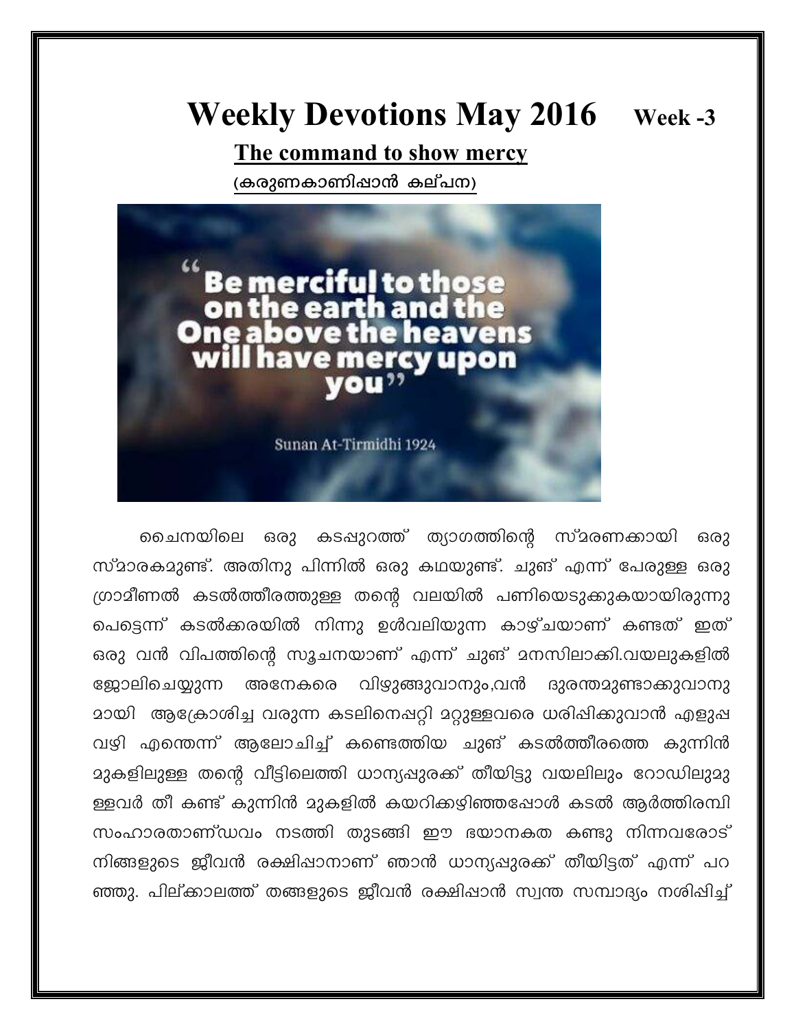# Weekly Devotions May 2016 Week -3

## The command to show mercy

**(കരുണകാണിപ്പാൻ കല്പന)**

> "Be merciful to those on the earth and the One above the heavens will have mercy upon you"
>
> Sunan At-Tirmidhi 1924

ചൈനയിലെ ഒരു കടപ്പുറത്ത് ത്യാഗത്തിന്റെ സ്മരണക്കായി ഒരു സ്മാരകമുണ്ട്. അതിനു പിന്നിൽ ഒരു കഥയുണ്ട്. ചുങ് എന്ന് പേരുള്ള ഒരു ഗ്രാമീണൽ കടൽത്തീരത്തുള്ള തന്റെ വലയിൽ പണിയെടുക്കുകയായിരുന്നു പെട്ടെന്ന് കടൽക്കരയിൽ നിന്നു ഉൾവലിയുന്ന കാഴ്ചയാണ് കണ്ടത് ഇത് ഒരു വൻ വിപത്തിന്റെ സൂചനയാണ് എന്ന് ചുങ് മനസിലാക്കി.വയലുകളിൽ ജോലിചെയ്യുന്ന അനേകരെ വിഴുങ്ങുവാനും,വൻ ദുരന്തമുണ്ടാക്കുവാനു മായി ആക്രോശിച്ച വരുന്ന കടലിനെപ്പറ്റി മറ്റുള്ളവരെ ധരിപ്പിക്കുവാൻ എളുപ്പ വഴി എന്തെന്ന് ആലോചിച്ച് കണ്ടെത്തിയ ചുങ് കടൽത്തീരത്തെ കുന്നിൻ മുകളിലുള്ള തന്റെ വീട്ടിലെത്തി ധാന്യപ്പുരക്ക് തീയിട്ടു വയലിലും റോഡിലുമു ള്ളവർ തീ കണ്ട് കുന്നിൻ മുകളിൽ കയറിക്കഴിഞ്ഞപ്പോൾ കടൽ ആർത്തിരമ്പി സംഹാരതാണ്ഡവം നടത്തി തുടങ്ങി ഈ ഭയാനകത കണ്ടു നിന്നവരോട് നിങ്ങളുടെ ജീവൻ രക്ഷിപ്പാനാണ് ഞാൻ ധാന്യപ്പുരക്ക് തീയിട്ടത് എന്ന് പറ ഞ്ഞു. പില്ക്കാലത്ത് തങ്ങളുടെ ജീവൻ രക്ഷിപ്പാൻ സ്വന്ത സമ്പാദ്യം നശിപ്പിച്ച്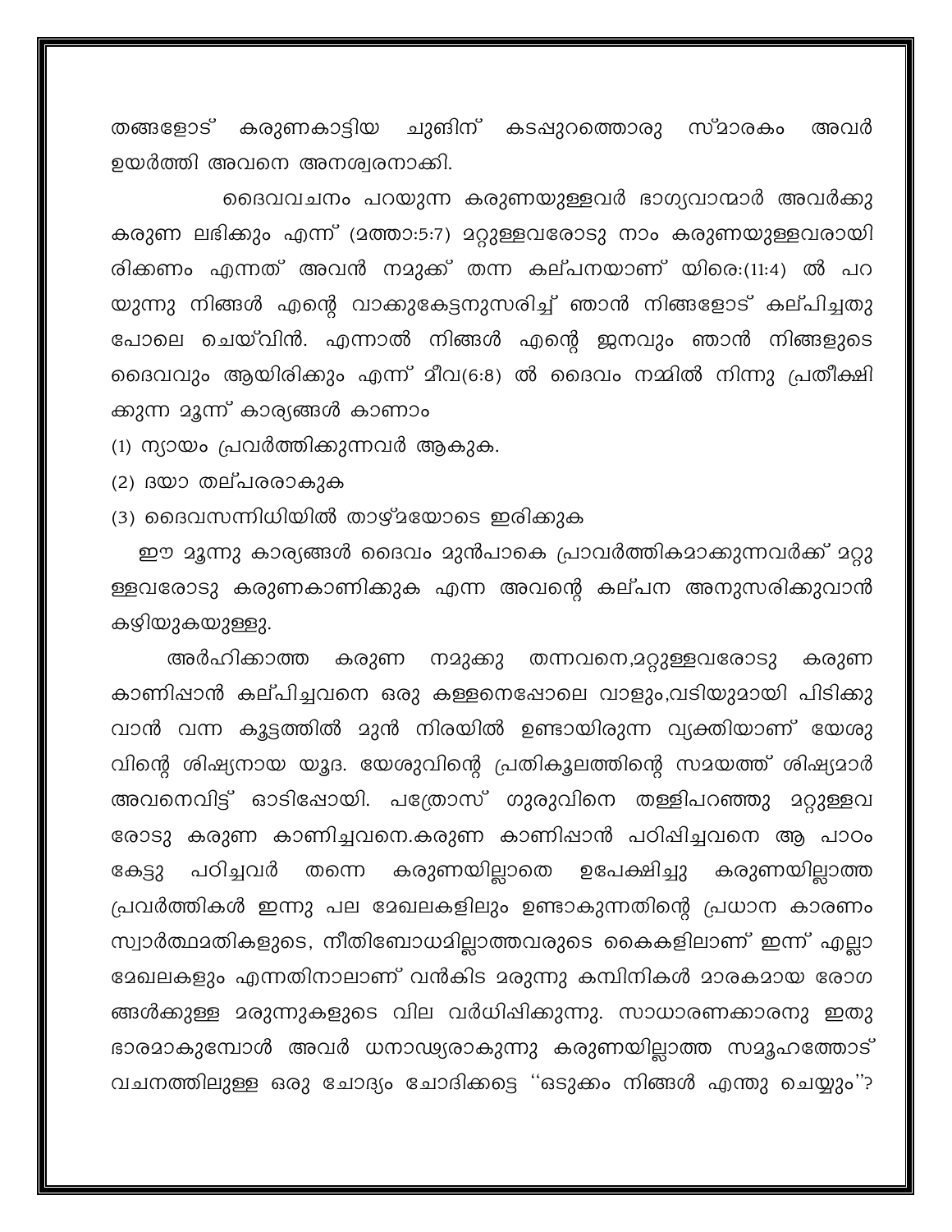തങ്ങളോട് കരുണകാട്ടിയ ചുങിന് കടപ്പുറത്തൊരു സ്മാരകം അവർ ഉയർത്തി അവനെ അനശ്വരനാക്കി.

ദൈവവചനം പറയുന്ന കരുണയുള്ളവർ ഭാഗ്യവാന്മാർ അവർക്കു കരുണ ലഭിക്കും എന്ന് (മത്താ:5:7) മറ്റുള്ളവരോടു നാം കരുണയുള്ളവരായിരിക്കണം എന്നത് അവൻ നമുക്ക് തന്ന കല്പനയാണ് യിരെ:(11:4) ൽ പറയുന്നു നിങ്ങൾ എന്റെ വാക്കുകേട്ടനുസരിച്ച് ഞാൻ നിങ്ങളോട് കല്പിച്ചതു പോലെ ചെയ്വിൻ. എന്നാൽ നിങ്ങൾ എന്റെ ജനവും ഞാൻ നിങ്ങളുടെ ദൈവവും ആയിരിക്കും എന്ന് മീവ(6:8) ൽ ദൈവം നമ്മിൽ നിന്നു പ്രതീക്ഷിക്കുന്ന മൂന്ന് കാര്യങ്ങൾ കാണാം

(1) ന്യായം പ്രവർത്തിക്കുന്നവർ ആകുക.

(2) ദയാ തല്പരരാകുക

(3) ദൈവസന്നിധിയിൽ താഴ്മയോടെ ഇരിക്കുക

ഈ മൂന്നു കാര്യങ്ങൾ ദൈവം മുൻപാകെ പ്രാവർത്തികമാക്കുന്നവർക്ക് മറ്റുള്ളവരോടു കരുണകാണിക്കുക എന്ന അവന്റെ കല്പന അനുസരിക്കുവാൻ കഴിയുകയുള്ളു.

അർഹിക്കാത്ത കരുണ നമുക്കു തന്നവനെ,മറ്റുള്ളവരോടു കരുണ കാണിപ്പാൻ കല്പിച്ചവനെ ഒരു കള്ളനെപ്പോലെ വാളും,വടിയുമായി പിടിക്കുവാൻ വന്ന കൂട്ടത്തിൽ മുൻ നിരയിൽ ഉണ്ടായിരുന്ന വ്യക്തിയാണ് യേശുവിന്റെ ശിഷ്യനായ യൂദ. യേശുവിന്റെ പ്രതികൂലത്തിന്റെ സമയത്ത് ശിഷ്യമാർ അവനെവിട്ട് ഓടിപ്പോയി. പത്രോസ് ഗുരുവിനെ തള്ളിപറഞ്ഞു മറ്റുള്ളവരോടു കരുണ കാണിച്ചവനെ.കരുണ കാണിപ്പാൻ പഠിപ്പിച്ചവനെ ആ പാഠം കേട്ടു പഠിച്ചവർ തന്നെ കരുണയില്ലാതെ ഉപേക്ഷിച്ചു കരുണയില്ലാത്ത പ്രവർത്തികൾ ഇന്നു പല മേഖലകളിലും ഉണ്ടാകുന്നതിന്റെ പ്രധാന കാരണം സ്വാർത്ഥമതികളുടെ, നീതിബോധമില്ലാത്തവരുടെ കൈകളിലാണ് ഇന്ന് എല്ലാ മേഖലകളും എന്നതിനാലാണ് വൻകിട മരുന്നു കമ്പിനികൾ മാരകമായ രോഗങ്ങൾക്കുള്ള മരുന്നുകളുടെ വില വർധിപ്പിക്കുന്നു. സാധാരണക്കാരനു ഇതു ഭാരമാകുമ്പോൾ അവർ ധനാഢ്യരാകുന്നു കരുണയില്ലാത്ത സമൂഹത്തോട് വചനത്തിലുള്ള ഒരു ചോദ്യം ചോദിക്കട്ടെ ''ഒടുക്കം നിങ്ങൾ എന്തു ചെയ്യും''?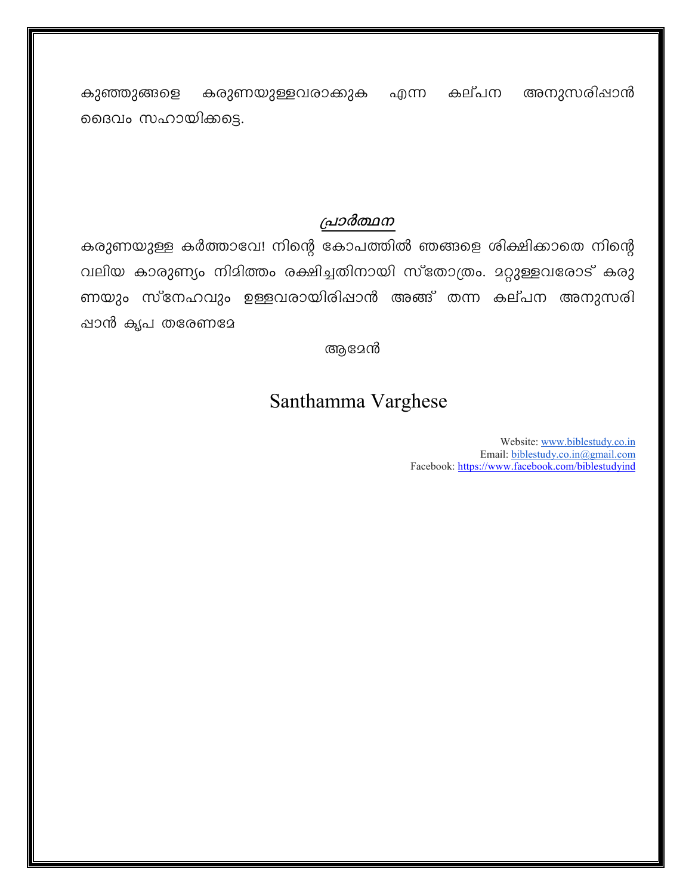കുഞ്ഞുങ്ങളെ കരുണയുള്ളവരാക്കുക എന്ന കല്പന അനുസരിപ്പാൻ ദൈവം സഹായിക്കട്ടെ.

## ***പ്രാർത്ഥന***

കരുണയുള്ള കർത്താവേ! നിന്റെ കോപത്തിൽ ഞങ്ങളെ ശിക്ഷിക്കാതെ നിന്റെ വലിയ കാരുണ്യം നിമിത്തം രക്ഷിച്ചതിനായി സ്തോത്രം. മറ്റുള്ളവരോട് കരുണയും സ്നേഹവും ഉള്ളവരായിരിപ്പാൻ അങ്ങ് തന്ന കല്പന അനുസരിപ്പാൻ കൃപ തരേണമേ

ആമേൻ

Santhamma Varghese

Website: www.biblestudy.co.in
Email: biblestudy.co.in@gmail.com
Facebook: https://www.facebook.com/biblestudyind